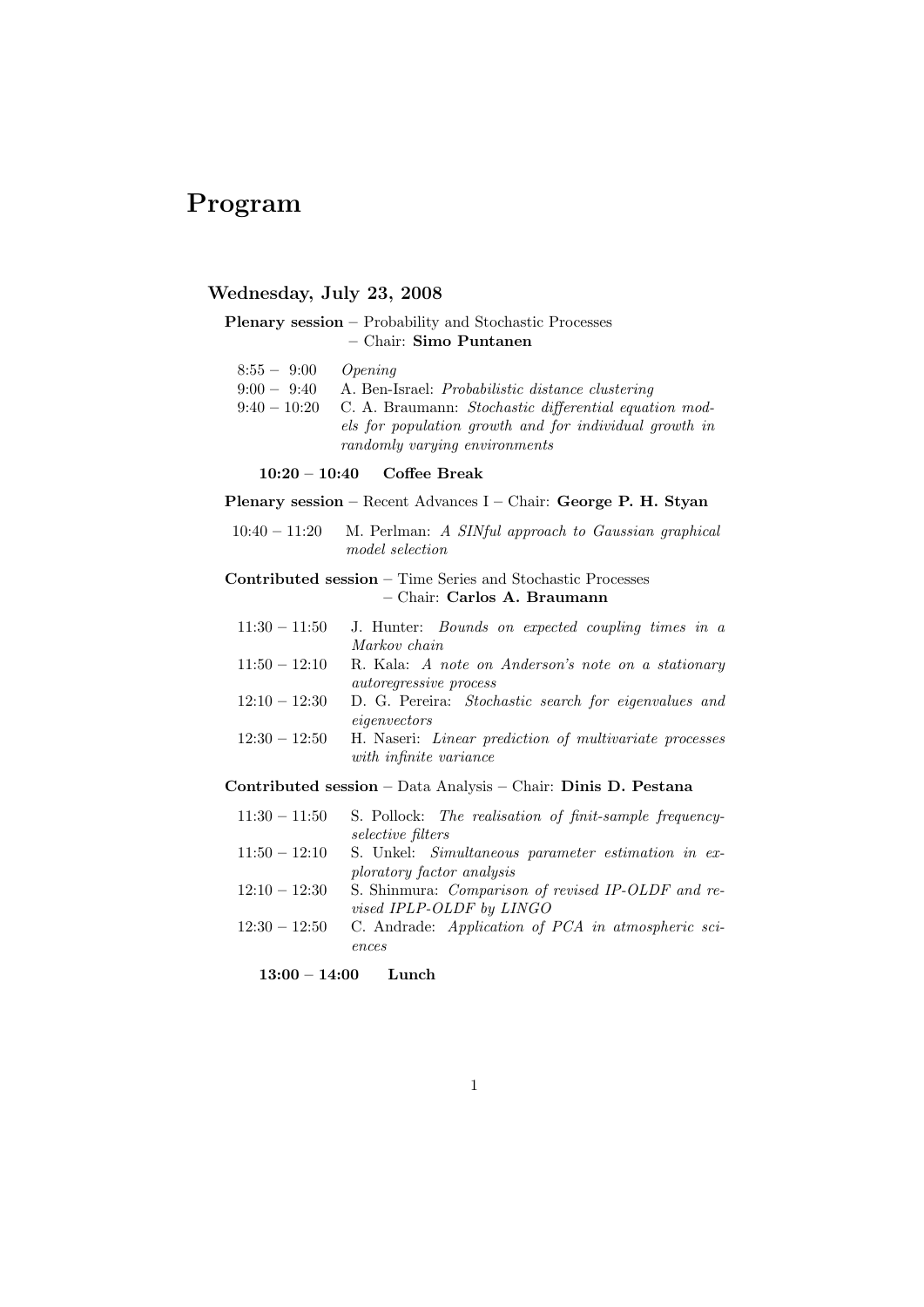# Program

## Wednesday, July 23, 2008

**Plenary session** – Probability and Stochastic Processes – Chair: **Simo Puntanen**

| | |
|---|---|
| 8:55 – 9:00 | *Opening* |
| 9:00 – 9:40 | A. Ben-Israel: *Probabilistic distance clustering* |
| 9:40 – 10:20 | C. A. Braumann: *Stochastic differential equation models for population growth and for individual growth in randomly varying environments* |

**10:20 – 10:40 Coffee Break**

**Plenary session** – Recent Advances I – Chair: **George P. H. Styan**

| | |
|---|---|
| 10:40 – 11:20 | M. Perlman: *A SINful approach to Gaussian graphical model selection* |

**Contributed session** – Time Series and Stochastic Processes – Chair: **Carlos A. Braumann**

| | |
|---|---|
| 11:30 – 11:50 | J. Hunter: *Bounds on expected coupling times in a Markov chain* |
| 11:50 – 12:10 | R. Kala: *A note on Anderson's note on a stationary autoregressive process* |
| 12:10 – 12:30 | D. G. Pereira: *Stochastic search for eigenvalues and eigenvectors* |
| 12:30 – 12:50 | H. Naseri: *Linear prediction of multivariate processes with infinite variance* |

**Contributed session** – Data Analysis – Chair: **Dinis D. Pestana**

| | |
|---|---|
| 11:30 – 11:50 | S. Pollock: *The realisation of finit-sample frequency-selective filters* |
| 11:50 – 12:10 | S. Unkel: *Simultaneous parameter estimation in exploratory factor analysis* |
| 12:10 – 12:30 | S. Shinmura: *Comparison of revised IP-OLDF and revised IPLP-OLDF by LINGO* |
| 12:30 – 12:50 | C. Andrade: *Application of PCA in atmospheric sciences* |

**13:00 – 14:00 Lunch**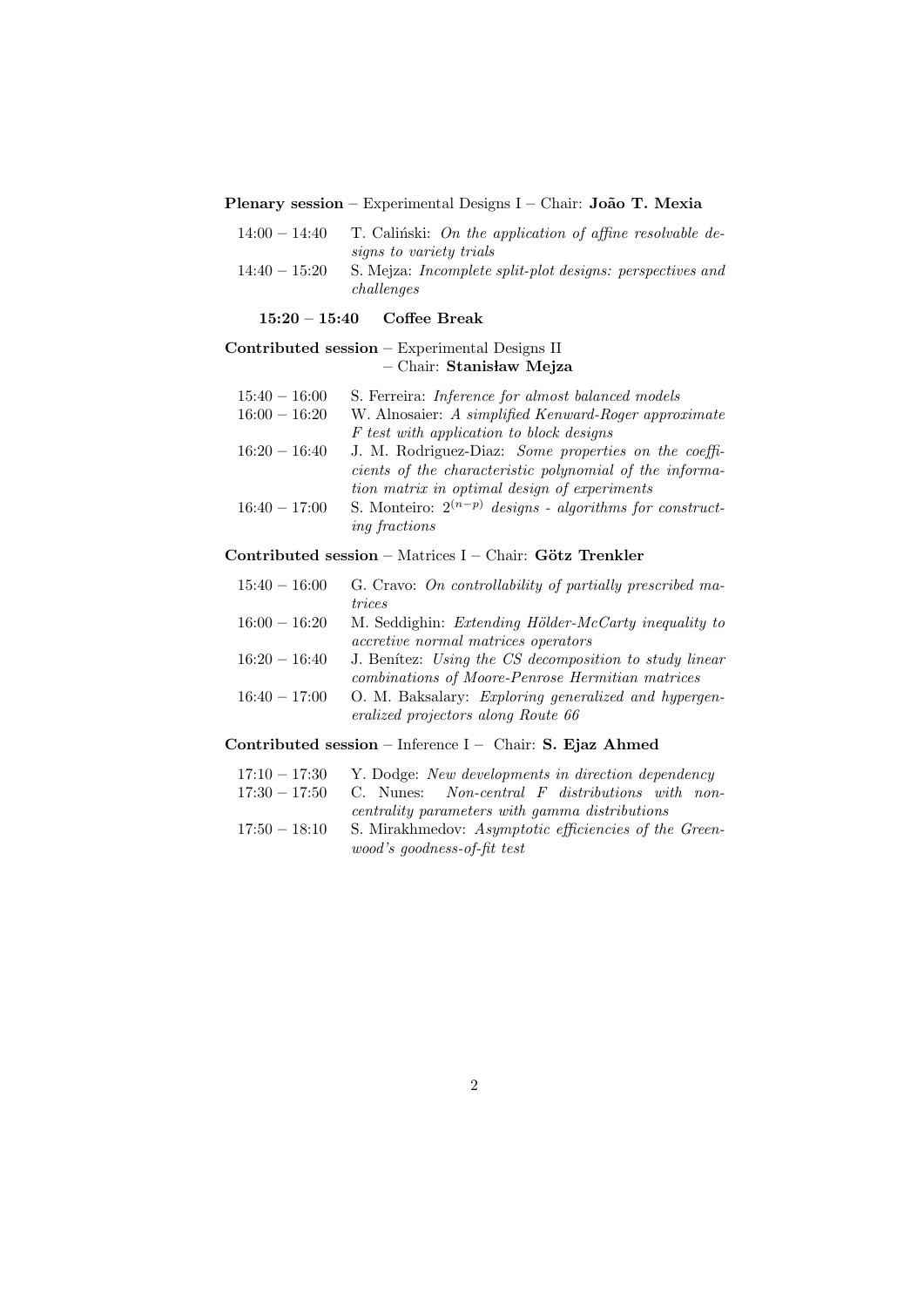**Plenary session** – Experimental Designs I – Chair: **João T. Mexia**

| | |
|---|---|
| 14:00 – 14:40 | T. Caliński: *On the application of affine resolvable designs to variety trials* |
| 14:40 – 15:20 | S. Mejza: *Incomplete split-plot designs: perspectives and challenges* |

**15:20 – 15:40 Coffee Break**

**Contributed session** – Experimental Designs II – Chair: **Stanisław Mejza**

| | |
|---|---|
| 15:40 – 16:00 | S. Ferreira: *Inference for almost balanced models* |
| 16:00 – 16:20 | W. Alnosaier: *A simplified Kenward-Roger approximate F test with application to block designs* |
| 16:20 – 16:40 | J. M. Rodriguez-Diaz: *Some properties on the coefficients of the characteristic polynomial of the information matrix in optimal design of experiments* |
| 16:40 – 17:00 | S. Monteiro: $2^{(n-p)}$ *designs - algorithms for constructing fractions* |

**Contributed session** – Matrices I – Chair: **Götz Trenkler**

| | |
|---|---|
| 15:40 – 16:00 | G. Cravo: *On controllability of partially prescribed matrices* |
| 16:00 – 16:20 | M. Seddighin: *Extending Hölder-McCarty inequality to accretive normal matrices operators* |
| 16:20 – 16:40 | J. Benítez: *Using the CS decomposition to study linear combinations of Moore-Penrose Hermitian matrices* |
| 16:40 – 17:00 | O. M. Baksalary: *Exploring generalized and hypergeneralized projectors along Route 66* |

**Contributed session** – Inference I – Chair: **S. Ejaz Ahmed**

| | |
|---|---|
| 17:10 – 17:30 | Y. Dodge: *New developments in direction dependency* |
| 17:30 – 17:50 | C. Nunes: *Non-central F distributions with noncentrality parameters with gamma distributions* |
| 17:50 – 18:10 | S. Mirakhmedov: *Asymptotic efficiencies of the Greenwood's goodness-of-fit test* |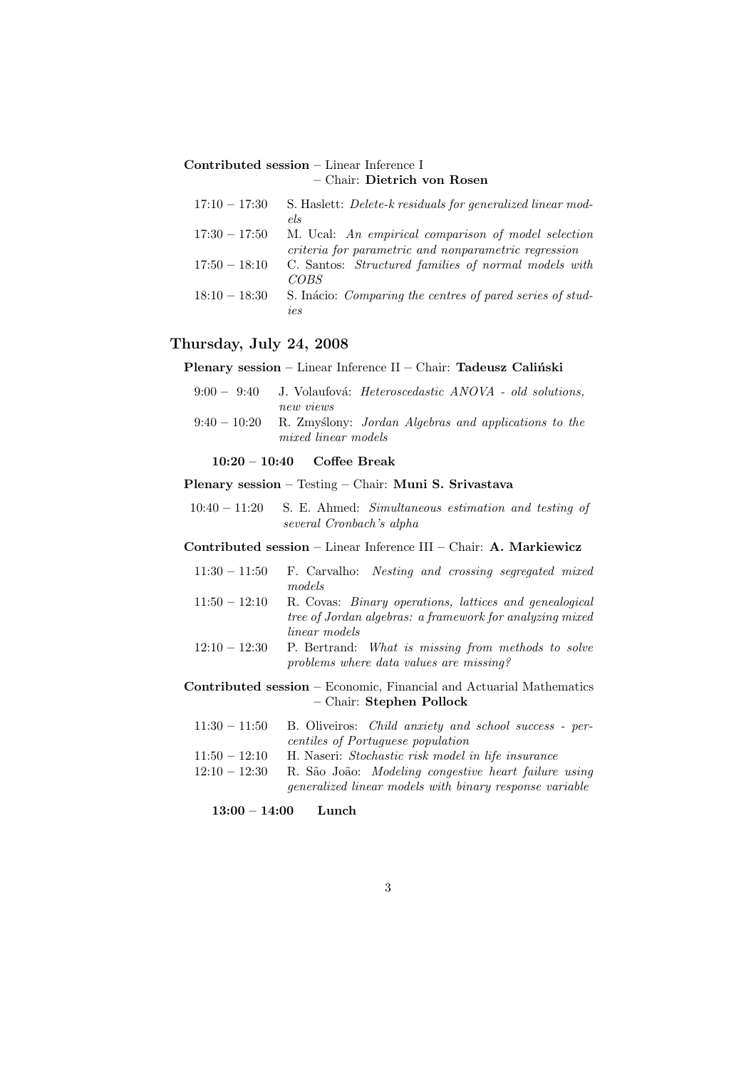**Contributed session** – Linear Inference I
– Chair: **Dietrich von Rosen**

17:10 – 17:30 S. Haslett: *Delete-k residuals for generalized linear models*

17:30 – 17:50 M. Ucal: *An empirical comparison of model selection criteria for parametric and nonparametric regression*

17:50 – 18:10 C. Santos: *Structured families of normal models with COBS*

18:10 – 18:30 S. Inácio: *Comparing the centres of pared series of studies*

## Thursday, July 24, 2008

**Plenary session** – Linear Inference II – Chair: **Tadeusz Caliński**

9:00 – 9:40 J. Volaufová: *Heteroscedastic ANOVA - old solutions, new views*

9:40 – 10:20 R. Zmyślony: *Jordan Algebras and applications to the mixed linear models*

**10:20 – 10:40 Coffee Break**

**Plenary session** – Testing – Chair: **Muni S. Srivastava**

10:40 – 11:20 S. E. Ahmed: *Simultaneous estimation and testing of several Cronbach's alpha*

**Contributed session** – Linear Inference III – Chair: **A. Markiewicz**

11:30 – 11:50 F. Carvalho: *Nesting and crossing segregated mixed models*

11:50 – 12:10 R. Covas: *Binary operations, lattices and genealogical tree of Jordan algebras: a framework for analyzing mixed linear models*

12:10 – 12:30 P. Bertrand: *What is missing from methods to solve problems where data values are missing?*

**Contributed session** – Economic, Financial and Actuarial Mathematics
– Chair: **Stephen Pollock**

11:30 – 11:50 B. Oliveiros: *Child anxiety and school success - percentiles of Portuguese population*

11:50 – 12:10 H. Naseri: *Stochastic risk model in life insurance*

12:10 – 12:30 R. São João: *Modeling congestive heart failure using generalized linear models with binary response variable*

**13:00 – 14:00 Lunch**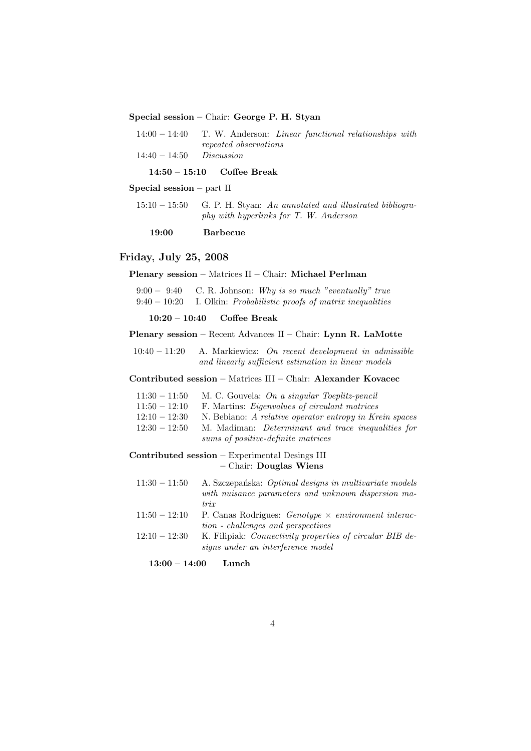**Special session** – Chair: **George P. H. Styan**

14:00 – 14:40 T. W. Anderson: *Linear functional relationships with repeated observations*
14:40 – 14:50 *Discussion*

**14:50 – 15:10 Coffee Break**

**Special session** – part II

15:10 – 15:50 G. P. H. Styan: *An annotated and illustrated bibliography with hyperlinks for T. W. Anderson*

**19:00 Barbecue**

## Friday, July 25, 2008

**Plenary session** – Matrices II – Chair: **Michael Perlman**

9:00 – 9:40 C. R. Johnson: *Why is so much "eventually" true*
9:40 – 10:20 I. Olkin: *Probabilistic proofs of matrix inequalities*

**10:20 – 10:40 Coffee Break**

**Plenary session** – Recent Advances II – Chair: **Lynn R. LaMotte**

10:40 – 11:20 A. Markiewicz: *On recent development in admissible and linearly sufficient estimation in linear models*

**Contributed session** – Matrices III – Chair: **Alexander Kovacec**

11:30 – 11:50 M. C. Gouveia: *On a singular Toeplitz-pencil*
11:50 – 12:10 F. Martins: *Eigenvalues of circulant matrices*
12:10 – 12:30 N. Bebiano: *A relative operator entropy in Krein spaces*
12:30 – 12:50 M. Madiman: *Determinant and trace inequalities for sums of positive-definite matrices*

**Contributed session** – Experimental Desings III – Chair: **Douglas Wiens**

11:30 – 11:50 A. Szczepańska: *Optimal designs in multivariate models with nuisance parameters and unknown dispersion matrix*
11:50 – 12:10 P. Canas Rodrigues: *Genotype × environment interaction - challenges and perspectives*
12:10 – 12:30 K. Filipiak: *Connectivity properties of circular BIB designs under an interference model*

**13:00 – 14:00 Lunch**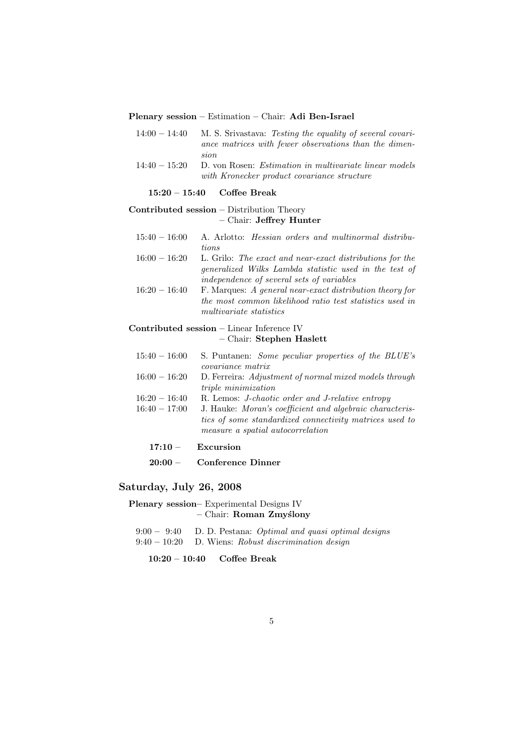**Plenary session** – Estimation – Chair: **Adi Ben-Israel**

14:00 – 14:40  M. S. Srivastava: *Testing the equality of several covariance matrices with fewer observations than the dimension*

14:40 – 15:20  D. von Rosen: *Estimation in multivariate linear models with Kronecker product covariance structure*

**15:20 – 15:40  Coffee Break**

**Contributed session** – Distribution Theory – Chair: **Jeffrey Hunter**

15:40 – 16:00  A. Arlotto: *Hessian orders and multinormal distributions*

16:00 – 16:20  L. Grilo: *The exact and near-exact distributions for the generalized Wilks Lambda statistic used in the test of independence of several sets of variables*

16:20 – 16:40  F. Marques: *A general near-exact distribution theory for the most common likelihood ratio test statistics used in multivariate statistics*

**Contributed session** – Linear Inference IV – Chair: **Stephen Haslett**

15:40 – 16:00  S. Puntanen: *Some peculiar properties of the BLUE's covariance matrix*

16:00 – 16:20  D. Ferreira: *Adjustment of normal mixed models through triple minimization*

16:20 – 16:40  R. Lemos: *J-chaotic order and J-relative entropy*

16:40 – 17:00  J. Hauke: *Moran's coefficient and algebraic characteristics of some standardized connectivity matrices used to measure a spatial autocorrelation*

**17:10 –  Excursion**

**20:00 –  Conference Dinner**

## Saturday, July 26, 2008

**Plenary session**– Experimental Designs IV – Chair: **Roman Zmyślony**

9:00 – 9:40  D. D. Pestana: *Optimal and quasi optimal designs*

9:40 – 10:20  D. Wiens: *Robust discrimination design*

**10:20 – 10:40  Coffee Break**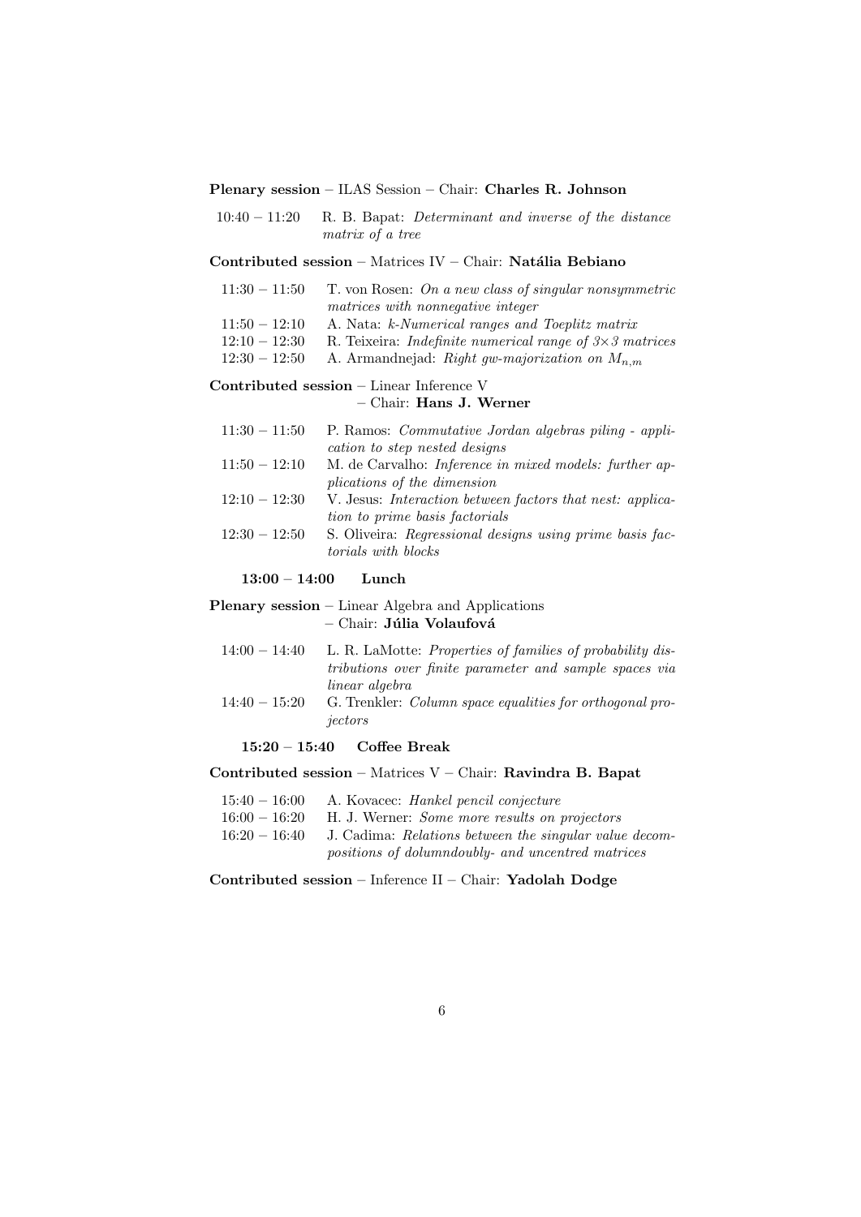**Plenary session** – ILAS Session – Chair: **Charles R. Johnson**

| | |
|---|---|
| 10:40 – 11:20 | R. B. Bapat: *Determinant and inverse of the distance matrix of a tree* |

**Contributed session** – Matrices IV – Chair: **Natália Bebiano**

| | |
|---|---|
| 11:30 – 11:50 | T. von Rosen: *On a new class of singular nonsymmetric matrices with nonnegative integer* |
| 11:50 – 12:10 | A. Nata: *k-Numerical ranges and Toeplitz matrix* |
| 12:10 – 12:30 | R. Teixeira: *Indefinite numerical range of $3{\times}3$ matrices* |
| 12:30 – 12:50 | A. Armandnejad: *Right gw-majorization on* $M_{n,m}$ |

**Contributed session** – Linear Inference V – Chair: **Hans J. Werner**

| | |
|---|---|
| 11:30 – 11:50 | P. Ramos: *Commutative Jordan algebras piling - application to step nested designs* |
| 11:50 – 12:10 | M. de Carvalho: *Inference in mixed models: further applications of the dimension* |
| 12:10 – 12:30 | V. Jesus: *Interaction between factors that nest: application to prime basis factorials* |
| 12:30 – 12:50 | S. Oliveira: *Regressional designs using prime basis factorials with blocks* |

**13:00 – 14:00 Lunch**

**Plenary session** – Linear Algebra and Applications – Chair: **Júlia Volaufová**

| | |
|---|---|
| 14:00 – 14:40 | L. R. LaMotte: *Properties of families of probability distributions over finite parameter and sample spaces via linear algebra* |
| 14:40 – 15:20 | G. Trenkler: *Column space equalities for orthogonal projectors* |

**15:20 – 15:40 Coffee Break**

**Contributed session** – Matrices V – Chair: **Ravindra B. Bapat**

| | |
|---|---|
| 15:40 – 16:00 | A. Kovacec: *Hankel pencil conjecture* |
| 16:00 – 16:20 | H. J. Werner: *Some more results on projectors* |
| 16:20 – 16:40 | J. Cadima: *Relations between the singular value decompositions of dolumndoubly- and uncentred matrices* |

**Contributed session** – Inference II – Chair: **Yadolah Dodge**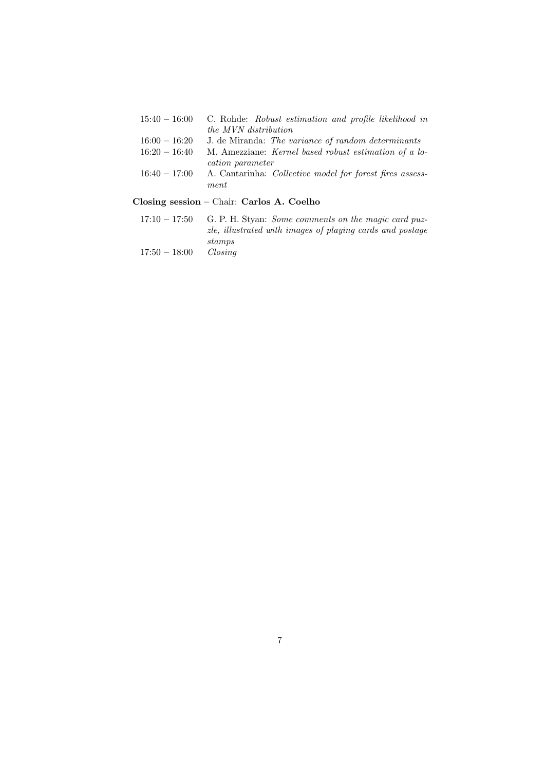15:40 – 16:00 C. Rohde: *Robust estimation and profile likelihood in the MVN distribution*

16:00 – 16:20 J. de Miranda: *The variance of random determinants*

16:20 – 16:40 M. Amezziane: *Kernel based robust estimation of a location parameter*

16:40 – 17:00 A. Cantarinha: *Collective model for forest fires assessment*

**Closing session** – Chair: **Carlos A. Coelho**

17:10 – 17:50 G. P. H. Styan: *Some comments on the magic card puzzle, illustrated with images of playing cards and postage stamps*

17:50 – 18:00 *Closing*